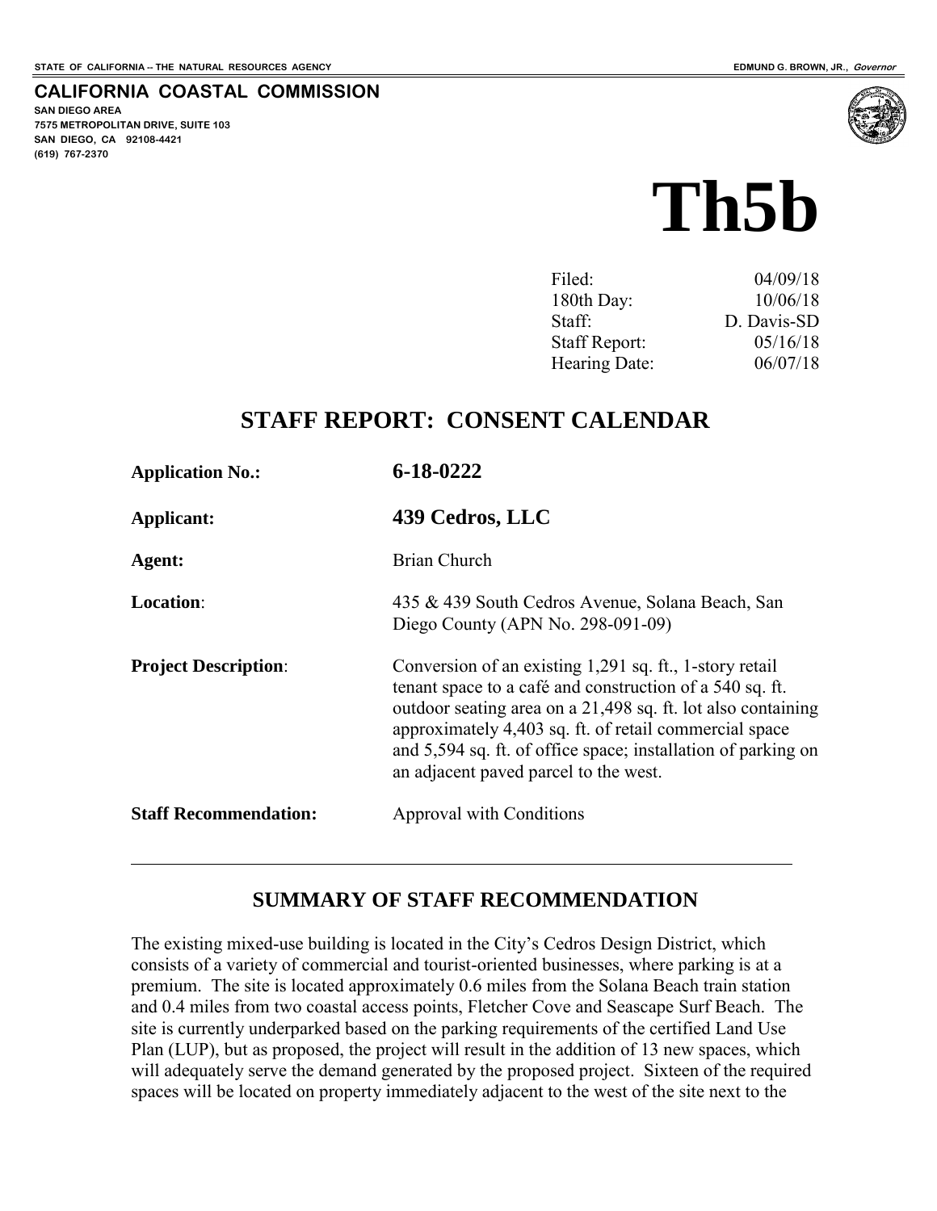STATE OF CALIFORNIA -- THE NATURAL RESOURCES AGENCY

EDMUND G. BROWN, JR., *Governor*

**CALIFORNIA COASTAL COMMISSION**
**SAN DIEGO AREA**
**7575 METROPOLITAN DRIVE, SUITE 103**
**SAN DIEGO, CA 92108-4421**
**(619) 767-2370**

# Th5b

| | |
|---|---|
| Filed: | 04/09/18 |
| 180th Day: | 10/06/18 |
| Staff: | D. Davis-SD |
| Staff Report: | 05/16/18 |
| Hearing Date: | 06/07/18 |

## STAFF REPORT: CONSENT CALENDAR

**Application No.:** **6-18-0222**

**Applicant:** **439 Cedros, LLC**

**Agent:** Brian Church

**Location**: 435 & 439 South Cedros Avenue, Solana Beach, San Diego County (APN No. 298-091-09)

**Project Description**: Conversion of an existing 1,291 sq. ft., 1-story retail tenant space to a café and construction of a 540 sq. ft. outdoor seating area on a 21,498 sq. ft. lot also containing approximately 4,403 sq. ft. of retail commercial space and 5,594 sq. ft. of office space; installation of parking on an adjacent paved parcel to the west.

**Staff Recommendation:** Approval with Conditions

---

## SUMMARY OF STAFF RECOMMENDATION

The existing mixed-use building is located in the City's Cedros Design District, which consists of a variety of commercial and tourist-oriented businesses, where parking is at a premium. The site is located approximately 0.6 miles from the Solana Beach train station and 0.4 miles from two coastal access points, Fletcher Cove and Seascape Surf Beach. The site is currently underparked based on the parking requirements of the certified Land Use Plan (LUP), but as proposed, the project will result in the addition of 13 new spaces, which will adequately serve the demand generated by the proposed project. Sixteen of the required spaces will be located on property immediately adjacent to the west of the site next to the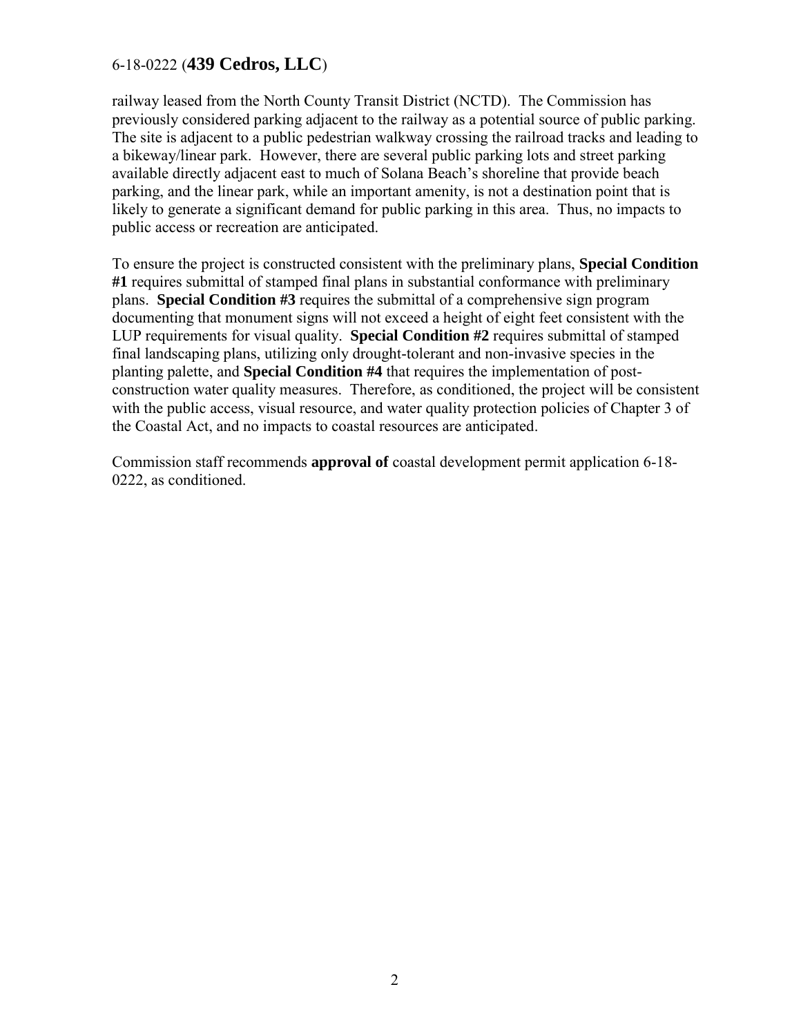railway leased from the North County Transit District (NCTD). The Commission has previously considered parking adjacent to the railway as a potential source of public parking. The site is adjacent to a public pedestrian walkway crossing the railroad tracks and leading to a bikeway/linear park. However, there are several public parking lots and street parking available directly adjacent east to much of Solana Beach's shoreline that provide beach parking, and the linear park, while an important amenity, is not a destination point that is likely to generate a significant demand for public parking in this area. Thus, no impacts to public access or recreation are anticipated.

To ensure the project is constructed consistent with the preliminary plans, **Special Condition #1** requires submittal of stamped final plans in substantial conformance with preliminary plans. **Special Condition #3** requires the submittal of a comprehensive sign program documenting that monument signs will not exceed a height of eight feet consistent with the LUP requirements for visual quality. **Special Condition #2** requires submittal of stamped final landscaping plans, utilizing only drought-tolerant and non-invasive species in the planting palette, and **Special Condition #4** that requires the implementation of post-construction water quality measures. Therefore, as conditioned, the project will be consistent with the public access, visual resource, and water quality protection policies of Chapter 3 of the Coastal Act, and no impacts to coastal resources are anticipated.

Commission staff recommends **approval of** coastal development permit application 6-18-0222, as conditioned.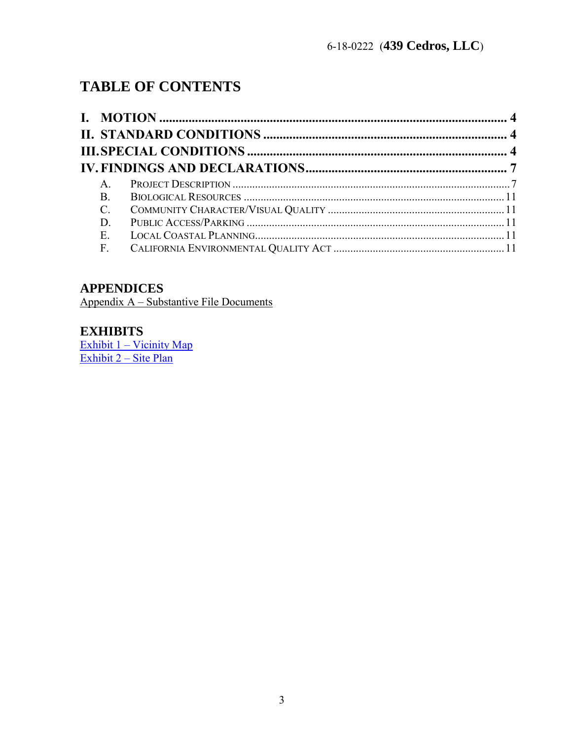# TABLE OF CONTENTS

**I. MOTION** .......................................................................................................... **4**
**II. STANDARD CONDITIONS** ........................................................................... **4**
**III. SPECIAL CONDITIONS** ............................................................................... **4**
**IV. FINDINGS AND DECLARATIONS** ............................................................. **7**

- A. PROJECT DESCRIPTION ........................................................................................... 7
- B. BIOLOGICAL RESOURCES ........................................................................................ 11
- C. COMMUNITY CHARACTER/VISUAL QUALITY ............................................................ 11
- D. PUBLIC ACCESS/PARKING ........................................................................................ 11
- E. LOCAL COASTAL PLANNING ...................................................................................... 11
- F. CALIFORNIA ENVIRONMENTAL QUALITY ACT .............................................................. 11

## APPENDICES

Appendix A – Substantive File Documents

## EXHIBITS

Exhibit 1 – Vicinity Map
Exhibit 2 – Site Plan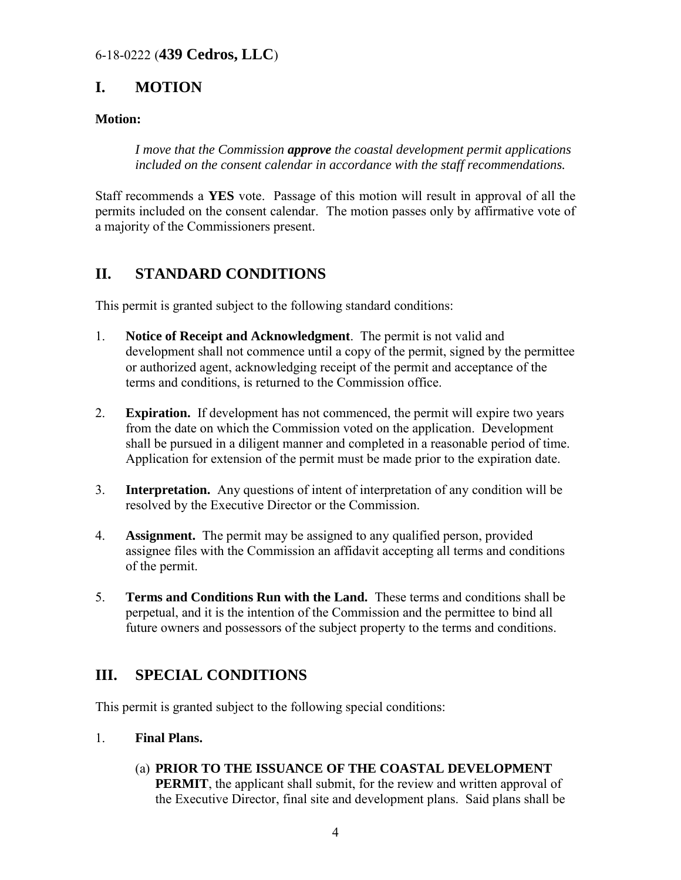6-18-0222 (**439 Cedros, LLC**)

## I. MOTION

**Motion:**

> *I move that the Commission **approve** the coastal development permit applications included on the consent calendar in accordance with the staff recommendations.*

Staff recommends a **YES** vote. Passage of this motion will result in approval of all the permits included on the consent calendar. The motion passes only by affirmative vote of a majority of the Commissioners present.

## II. STANDARD CONDITIONS

This permit is granted subject to the following standard conditions:

1. **Notice of Receipt and Acknowledgment**. The permit is not valid and development shall not commence until a copy of the permit, signed by the permittee or authorized agent, acknowledging receipt of the permit and acceptance of the terms and conditions, is returned to the Commission office.

2. **Expiration.** If development has not commenced, the permit will expire two years from the date on which the Commission voted on the application. Development shall be pursued in a diligent manner and completed in a reasonable period of time. Application for extension of the permit must be made prior to the expiration date.

3. **Interpretation.** Any questions of intent of interpretation of any condition will be resolved by the Executive Director or the Commission.

4. **Assignment.** The permit may be assigned to any qualified person, provided assignee files with the Commission an affidavit accepting all terms and conditions of the permit.

5. **Terms and Conditions Run with the Land.** These terms and conditions shall be perpetual, and it is the intention of the Commission and the permittee to bind all future owners and possessors of the subject property to the terms and conditions.

## III. SPECIAL CONDITIONS

This permit is granted subject to the following special conditions:

1. **Final Plans.**

   (a) **PRIOR TO THE ISSUANCE OF THE COASTAL DEVELOPMENT PERMIT**, the applicant shall submit, for the review and written approval of the Executive Director, final site and development plans. Said plans shall be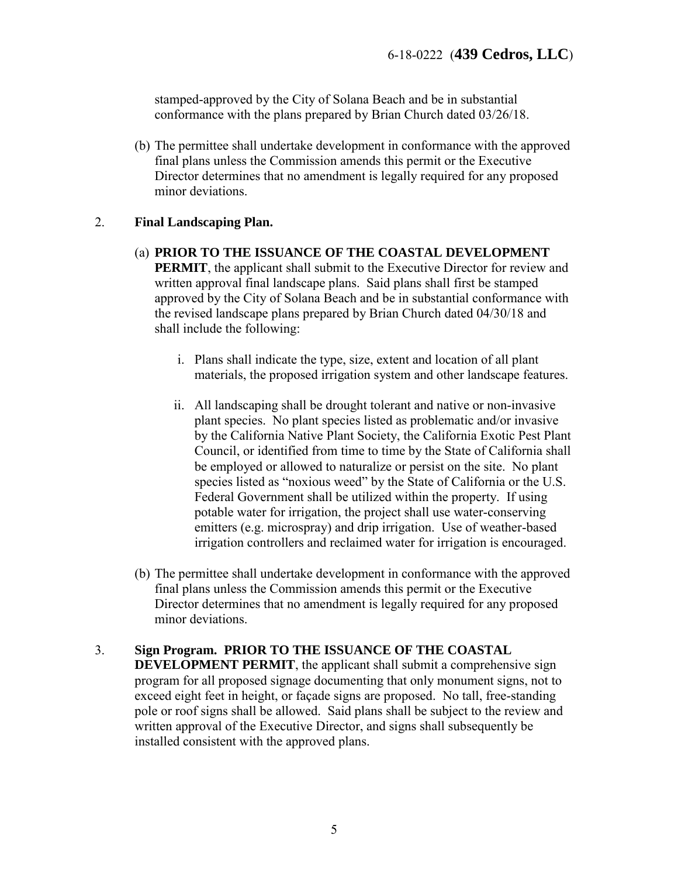stamped-approved by the City of Solana Beach and be in substantial conformance with the plans prepared by Brian Church dated 03/26/18.

(b) The permittee shall undertake development in conformance with the approved final plans unless the Commission amends this permit or the Executive Director determines that no amendment is legally required for any proposed minor deviations.

2. **Final Landscaping Plan.**

(a) **PRIOR TO THE ISSUANCE OF THE COASTAL DEVELOPMENT PERMIT**, the applicant shall submit to the Executive Director for review and written approval final landscape plans. Said plans shall first be stamped approved by the City of Solana Beach and be in substantial conformance with the revised landscape plans prepared by Brian Church dated 04/30/18 and shall include the following:

i. Plans shall indicate the type, size, extent and location of all plant materials, the proposed irrigation system and other landscape features.

ii. All landscaping shall be drought tolerant and native or non-invasive plant species. No plant species listed as problematic and/or invasive by the California Native Plant Society, the California Exotic Pest Plant Council, or identified from time to time by the State of California shall be employed or allowed to naturalize or persist on the site. No plant species listed as "noxious weed" by the State of California or the U.S. Federal Government shall be utilized within the property. If using potable water for irrigation, the project shall use water-conserving emitters (e.g. microspray) and drip irrigation. Use of weather-based irrigation controllers and reclaimed water for irrigation is encouraged.

(b) The permittee shall undertake development in conformance with the approved final plans unless the Commission amends this permit or the Executive Director determines that no amendment is legally required for any proposed minor deviations.

3. **Sign Program. PRIOR TO THE ISSUANCE OF THE COASTAL DEVELOPMENT PERMIT**, the applicant shall submit a comprehensive sign program for all proposed signage documenting that only monument signs, not to exceed eight feet in height, or façade signs are proposed. No tall, free-standing pole or roof signs shall be allowed. Said plans shall be subject to the review and written approval of the Executive Director, and signs shall subsequently be installed consistent with the approved plans.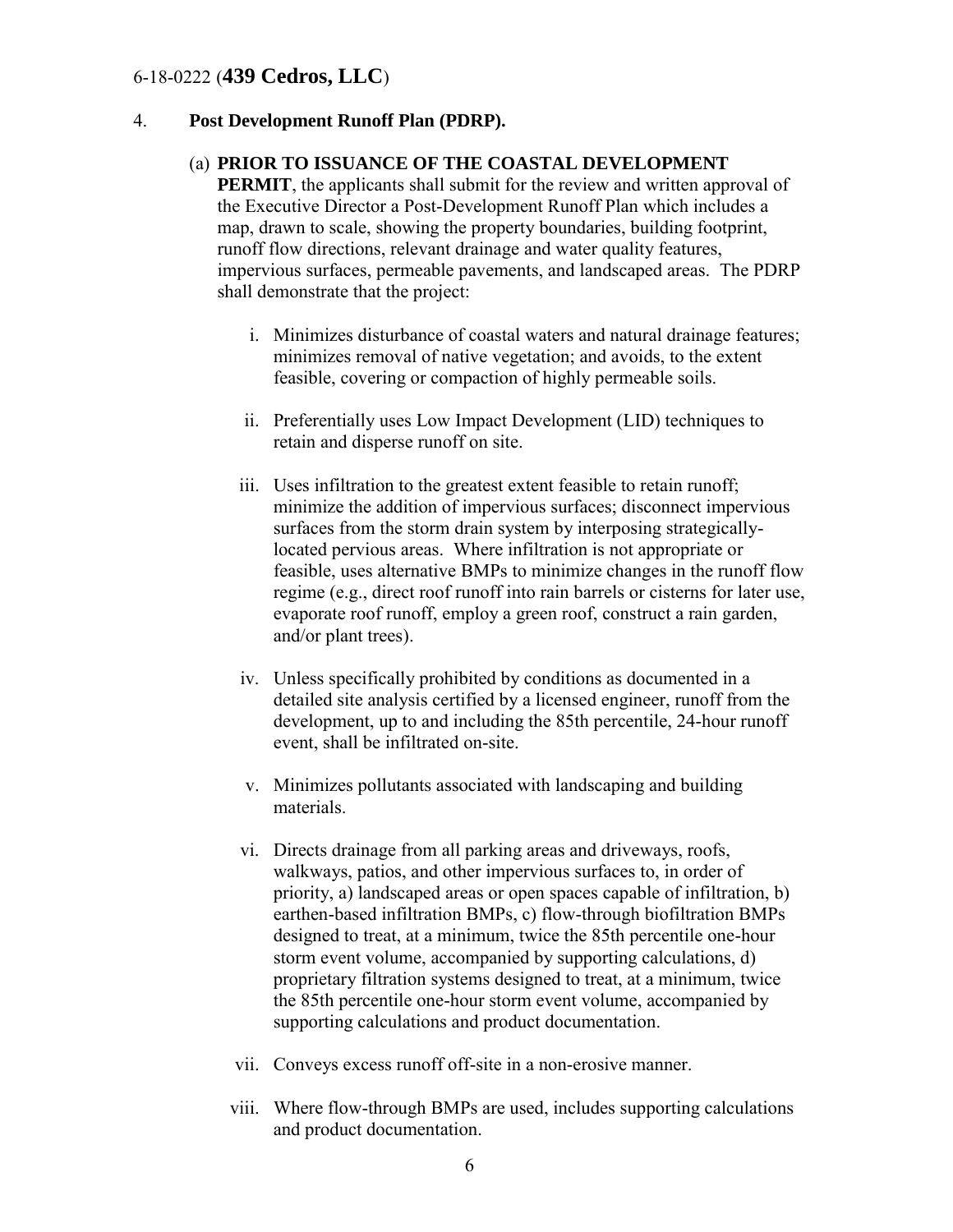4. **Post Development Runoff Plan (PDRP).**

(a) **PRIOR TO ISSUANCE OF THE COASTAL DEVELOPMENT PERMIT**, the applicants shall submit for the review and written approval of the Executive Director a Post-Development Runoff Plan which includes a map, drawn to scale, showing the property boundaries, building footprint, runoff flow directions, relevant drainage and water quality features, impervious surfaces, permeable pavements, and landscaped areas. The PDRP shall demonstrate that the project:

i. Minimizes disturbance of coastal waters and natural drainage features; minimizes removal of native vegetation; and avoids, to the extent feasible, covering or compaction of highly permeable soils.

ii. Preferentially uses Low Impact Development (LID) techniques to retain and disperse runoff on site.

iii. Uses infiltration to the greatest extent feasible to retain runoff; minimize the addition of impervious surfaces; disconnect impervious surfaces from the storm drain system by interposing strategically-located pervious areas. Where infiltration is not appropriate or feasible, uses alternative BMPs to minimize changes in the runoff flow regime (e.g., direct roof runoff into rain barrels or cisterns for later use, evaporate roof runoff, employ a green roof, construct a rain garden, and/or plant trees).

iv. Unless specifically prohibited by conditions as documented in a detailed site analysis certified by a licensed engineer, runoff from the development, up to and including the 85th percentile, 24-hour runoff event, shall be infiltrated on-site.

v. Minimizes pollutants associated with landscaping and building materials.

vi. Directs drainage from all parking areas and driveways, roofs, walkways, patios, and other impervious surfaces to, in order of priority, a) landscaped areas or open spaces capable of infiltration, b) earthen-based infiltration BMPs, c) flow-through biofiltration BMPs designed to treat, at a minimum, twice the 85th percentile one-hour storm event volume, accompanied by supporting calculations, d) proprietary filtration systems designed to treat, at a minimum, twice the 85th percentile one-hour storm event volume, accompanied by supporting calculations and product documentation.

vii. Conveys excess runoff off-site in a non-erosive manner.

viii. Where flow-through BMPs are used, includes supporting calculations and product documentation.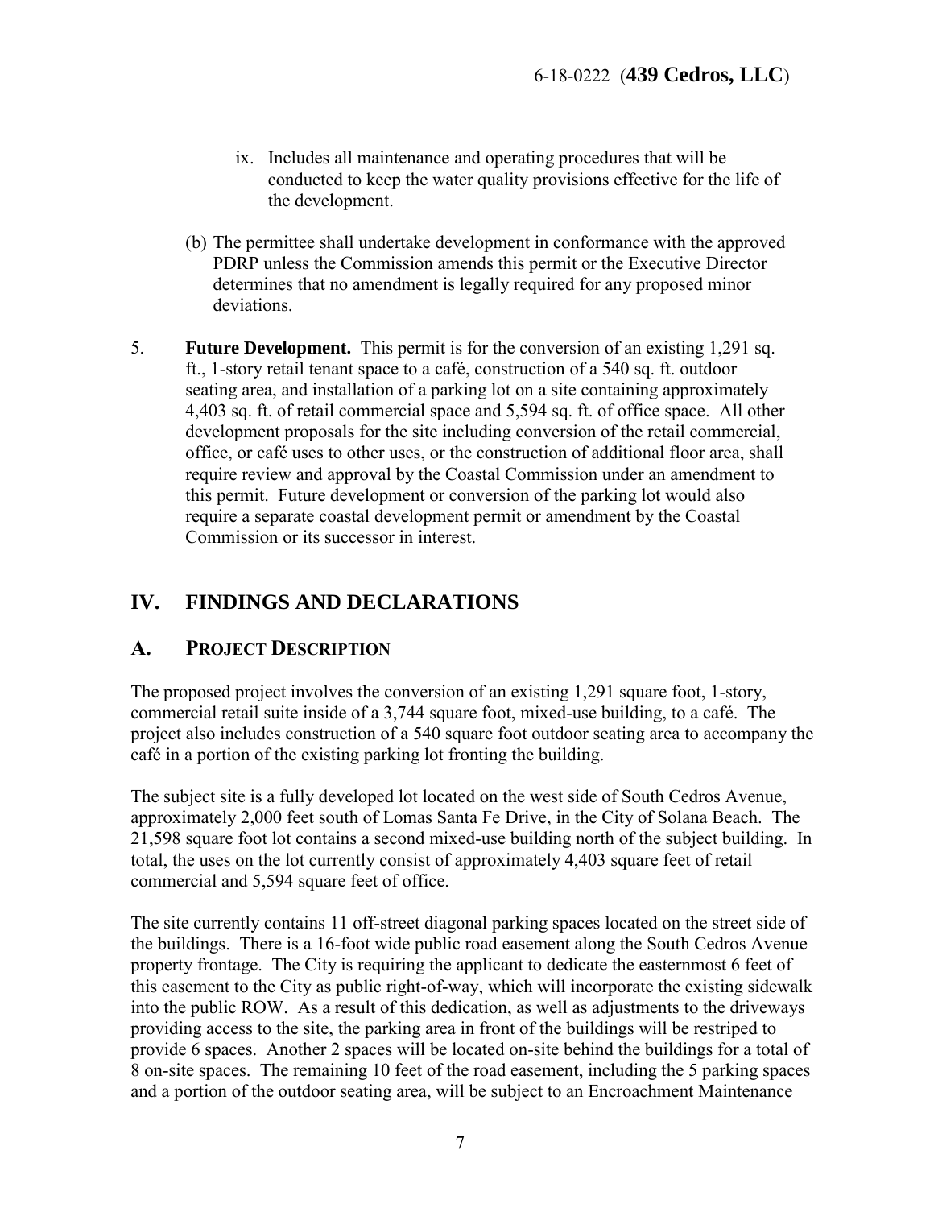ix. Includes all maintenance and operating procedures that will be conducted to keep the water quality provisions effective for the life of the development.

(b) The permittee shall undertake development in conformance with the approved PDRP unless the Commission amends this permit or the Executive Director determines that no amendment is legally required for any proposed minor deviations.

5. **Future Development.** This permit is for the conversion of an existing 1,291 sq. ft., 1-story retail tenant space to a café, construction of a 540 sq. ft. outdoor seating area, and installation of a parking lot on a site containing approximately 4,403 sq. ft. of retail commercial space and 5,594 sq. ft. of office space. All other development proposals for the site including conversion of the retail commercial, office, or café uses to other uses, or the construction of additional floor area, shall require review and approval by the Coastal Commission under an amendment to this permit. Future development or conversion of the parking lot would also require a separate coastal development permit or amendment by the Coastal Commission or its successor in interest.

## IV. FINDINGS AND DECLARATIONS

### A. PROJECT DESCRIPTION

The proposed project involves the conversion of an existing 1,291 square foot, 1-story, commercial retail suite inside of a 3,744 square foot, mixed-use building, to a café. The project also includes construction of a 540 square foot outdoor seating area to accompany the café in a portion of the existing parking lot fronting the building.

The subject site is a fully developed lot located on the west side of South Cedros Avenue, approximately 2,000 feet south of Lomas Santa Fe Drive, in the City of Solana Beach. The 21,598 square foot lot contains a second mixed-use building north of the subject building. In total, the uses on the lot currently consist of approximately 4,403 square feet of retail commercial and 5,594 square feet of office.

The site currently contains 11 off-street diagonal parking spaces located on the street side of the buildings. There is a 16-foot wide public road easement along the South Cedros Avenue property frontage. The City is requiring the applicant to dedicate the easternmost 6 feet of this easement to the City as public right-of-way, which will incorporate the existing sidewalk into the public ROW. As a result of this dedication, as well as adjustments to the driveways providing access to the site, the parking area in front of the buildings will be restriped to provide 6 spaces. Another 2 spaces will be located on-site behind the buildings for a total of 8 on-site spaces. The remaining 10 feet of the road easement, including the 5 parking spaces and a portion of the outdoor seating area, will be subject to an Encroachment Maintenance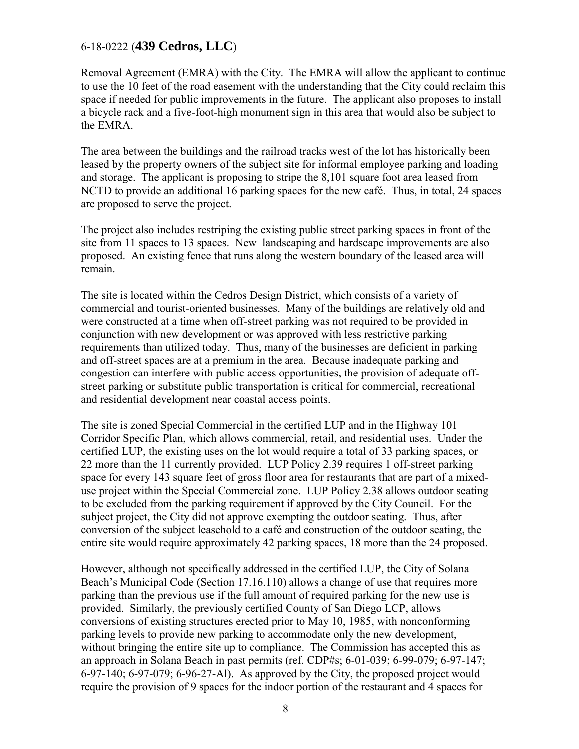Removal Agreement (EMRA) with the City. The EMRA will allow the applicant to continue to use the 10 feet of the road easement with the understanding that the City could reclaim this space if needed for public improvements in the future. The applicant also proposes to install a bicycle rack and a five-foot-high monument sign in this area that would also be subject to the EMRA.

The area between the buildings and the railroad tracks west of the lot has historically been leased by the property owners of the subject site for informal employee parking and loading and storage. The applicant is proposing to stripe the 8,101 square foot area leased from NCTD to provide an additional 16 parking spaces for the new café. Thus, in total, 24 spaces are proposed to serve the project.

The project also includes restriping the existing public street parking spaces in front of the site from 11 spaces to 13 spaces. New landscaping and hardscape improvements are also proposed. An existing fence that runs along the western boundary of the leased area will remain.

The site is located within the Cedros Design District, which consists of a variety of commercial and tourist-oriented businesses. Many of the buildings are relatively old and were constructed at a time when off-street parking was not required to be provided in conjunction with new development or was approved with less restrictive parking requirements than utilized today. Thus, many of the businesses are deficient in parking and off-street spaces are at a premium in the area. Because inadequate parking and congestion can interfere with public access opportunities, the provision of adequate off-street parking or substitute public transportation is critical for commercial, recreational and residential development near coastal access points.

The site is zoned Special Commercial in the certified LUP and in the Highway 101 Corridor Specific Plan, which allows commercial, retail, and residential uses. Under the certified LUP, the existing uses on the lot would require a total of 33 parking spaces, or 22 more than the 11 currently provided. LUP Policy 2.39 requires 1 off-street parking space for every 143 square feet of gross floor area for restaurants that are part of a mixed-use project within the Special Commercial zone. LUP Policy 2.38 allows outdoor seating to be excluded from the parking requirement if approved by the City Council. For the subject project, the City did not approve exempting the outdoor seating. Thus, after conversion of the subject leasehold to a café and construction of the outdoor seating, the entire site would require approximately 42 parking spaces, 18 more than the 24 proposed.

However, although not specifically addressed in the certified LUP, the City of Solana Beach's Municipal Code (Section 17.16.110) allows a change of use that requires more parking than the previous use if the full amount of required parking for the new use is provided. Similarly, the previously certified County of San Diego LCP, allows conversions of existing structures erected prior to May 10, 1985, with nonconforming parking levels to provide new parking to accommodate only the new development, without bringing the entire site up to compliance. The Commission has accepted this as an approach in Solana Beach in past permits (ref. CDP#s; 6-01-039; 6-99-079; 6-97-147; 6-97-140; 6-97-079; 6-96-27-Al). As approved by the City, the proposed project would require the provision of 9 spaces for the indoor portion of the restaurant and 4 spaces for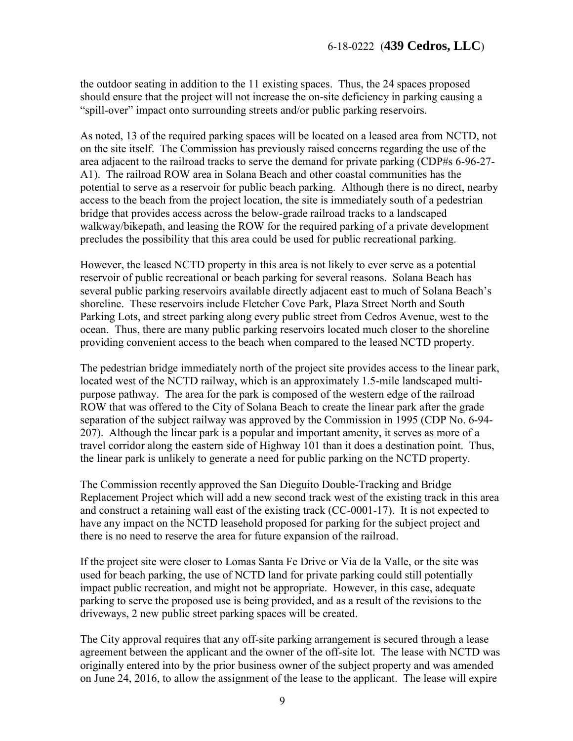the outdoor seating in addition to the 11 existing spaces. Thus, the 24 spaces proposed should ensure that the project will not increase the on-site deficiency in parking causing a "spill-over" impact onto surrounding streets and/or public parking reservoirs.

As noted, 13 of the required parking spaces will be located on a leased area from NCTD, not on the site itself. The Commission has previously raised concerns regarding the use of the area adjacent to the railroad tracks to serve the demand for private parking (CDP#s 6-96-27-A1). The railroad ROW area in Solana Beach and other coastal communities has the potential to serve as a reservoir for public beach parking. Although there is no direct, nearby access to the beach from the project location, the site is immediately south of a pedestrian bridge that provides access across the below-grade railroad tracks to a landscaped walkway/bikepath, and leasing the ROW for the required parking of a private development precludes the possibility that this area could be used for public recreational parking.

However, the leased NCTD property in this area is not likely to ever serve as a potential reservoir of public recreational or beach parking for several reasons. Solana Beach has several public parking reservoirs available directly adjacent east to much of Solana Beach's shoreline. These reservoirs include Fletcher Cove Park, Plaza Street North and South Parking Lots, and street parking along every public street from Cedros Avenue, west to the ocean. Thus, there are many public parking reservoirs located much closer to the shoreline providing convenient access to the beach when compared to the leased NCTD property.

The pedestrian bridge immediately north of the project site provides access to the linear park, located west of the NCTD railway, which is an approximately 1.5-mile landscaped multi-purpose pathway. The area for the park is composed of the western edge of the railroad ROW that was offered to the City of Solana Beach to create the linear park after the grade separation of the subject railway was approved by the Commission in 1995 (CDP No. 6-94-207). Although the linear park is a popular and important amenity, it serves as more of a travel corridor along the eastern side of Highway 101 than it does a destination point. Thus, the linear park is unlikely to generate a need for public parking on the NCTD property.

The Commission recently approved the San Dieguito Double-Tracking and Bridge Replacement Project which will add a new second track west of the existing track in this area and construct a retaining wall east of the existing track (CC-0001-17). It is not expected to have any impact on the NCTD leasehold proposed for parking for the subject project and there is no need to reserve the area for future expansion of the railroad.

If the project site were closer to Lomas Santa Fe Drive or Via de la Valle, or the site was used for beach parking, the use of NCTD land for private parking could still potentially impact public recreation, and might not be appropriate. However, in this case, adequate parking to serve the proposed use is being provided, and as a result of the revisions to the driveways, 2 new public street parking spaces will be created.

The City approval requires that any off-site parking arrangement is secured through a lease agreement between the applicant and the owner of the off-site lot. The lease with NCTD was originally entered into by the prior business owner of the subject property and was amended on June 24, 2016, to allow the assignment of the lease to the applicant. The lease will expire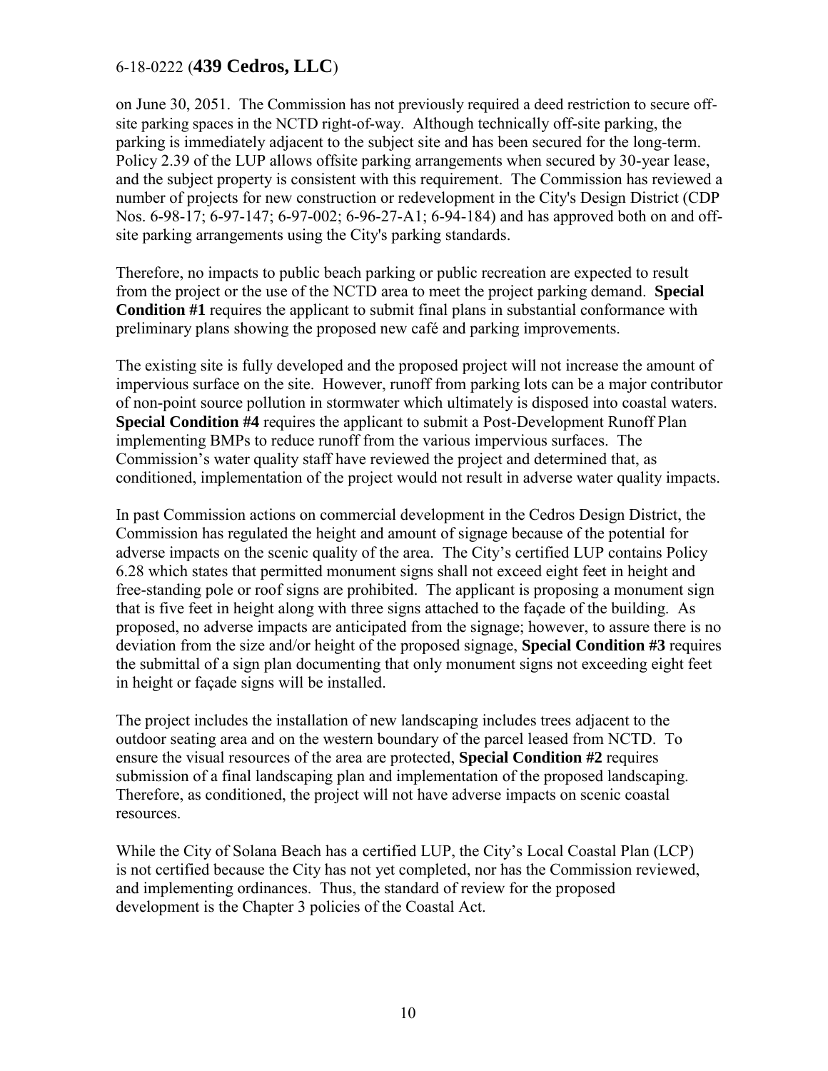on June 30, 2051. The Commission has not previously required a deed restriction to secure off-site parking spaces in the NCTD right-of-way. Although technically off-site parking, the parking is immediately adjacent to the subject site and has been secured for the long-term. Policy 2.39 of the LUP allows offsite parking arrangements when secured by 30-year lease, and the subject property is consistent with this requirement. The Commission has reviewed a number of projects for new construction or redevelopment in the City's Design District (CDP Nos. 6-98-17; 6-97-147; 6-97-002; 6-96-27-A1; 6-94-184) and has approved both on and off-site parking arrangements using the City's parking standards.

Therefore, no impacts to public beach parking or public recreation are expected to result from the project or the use of the NCTD area to meet the project parking demand. **Special Condition #1** requires the applicant to submit final plans in substantial conformance with preliminary plans showing the proposed new café and parking improvements.

The existing site is fully developed and the proposed project will not increase the amount of impervious surface on the site. However, runoff from parking lots can be a major contributor of non-point source pollution in stormwater which ultimately is disposed into coastal waters. **Special Condition #4** requires the applicant to submit a Post-Development Runoff Plan implementing BMPs to reduce runoff from the various impervious surfaces. The Commission's water quality staff have reviewed the project and determined that, as conditioned, implementation of the project would not result in adverse water quality impacts.

In past Commission actions on commercial development in the Cedros Design District, the Commission has regulated the height and amount of signage because of the potential for adverse impacts on the scenic quality of the area. The City's certified LUP contains Policy 6.28 which states that permitted monument signs shall not exceed eight feet in height and free-standing pole or roof signs are prohibited. The applicant is proposing a monument sign that is five feet in height along with three signs attached to the façade of the building. As proposed, no adverse impacts are anticipated from the signage; however, to assure there is no deviation from the size and/or height of the proposed signage, **Special Condition #3** requires the submittal of a sign plan documenting that only monument signs not exceeding eight feet in height or façade signs will be installed.

The project includes the installation of new landscaping includes trees adjacent to the outdoor seating area and on the western boundary of the parcel leased from NCTD. To ensure the visual resources of the area are protected, **Special Condition #2** requires submission of a final landscaping plan and implementation of the proposed landscaping. Therefore, as conditioned, the project will not have adverse impacts on scenic coastal resources.

While the City of Solana Beach has a certified LUP, the City's Local Coastal Plan (LCP) is not certified because the City has not yet completed, nor has the Commission reviewed, and implementing ordinances. Thus, the standard of review for the proposed development is the Chapter 3 policies of the Coastal Act.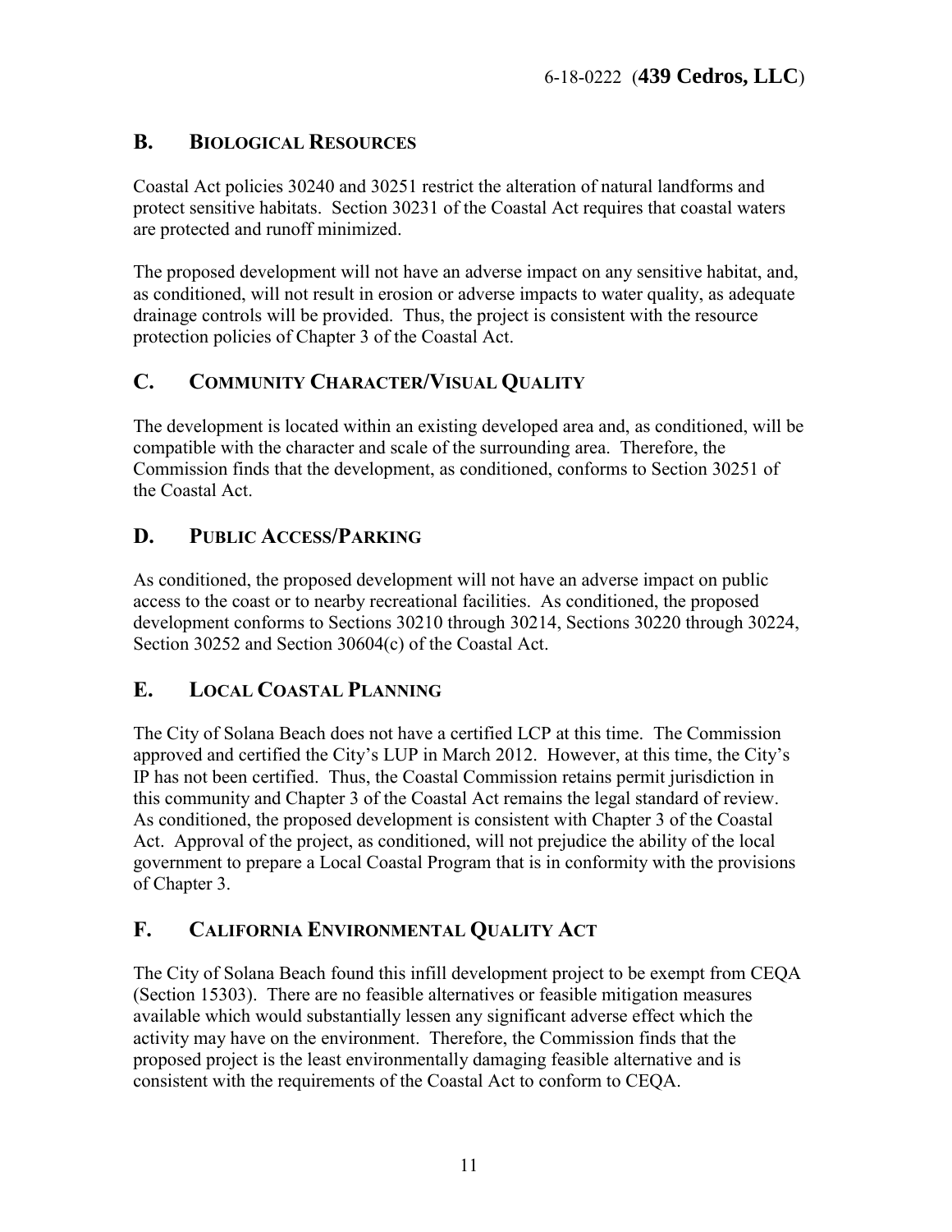## B. Biological Resources

Coastal Act policies 30240 and 30251 restrict the alteration of natural landforms and protect sensitive habitats. Section 30231 of the Coastal Act requires that coastal waters are protected and runoff minimized.

The proposed development will not have an adverse impact on any sensitive habitat, and, as conditioned, will not result in erosion or adverse impacts to water quality, as adequate drainage controls will be provided. Thus, the project is consistent with the resource protection policies of Chapter 3 of the Coastal Act.

## C. Community Character/Visual Quality

The development is located within an existing developed area and, as conditioned, will be compatible with the character and scale of the surrounding area. Therefore, the Commission finds that the development, as conditioned, conforms to Section 30251 of the Coastal Act.

## D. Public Access/Parking

As conditioned, the proposed development will not have an adverse impact on public access to the coast or to nearby recreational facilities. As conditioned, the proposed development conforms to Sections 30210 through 30214, Sections 30220 through 30224, Section 30252 and Section 30604(c) of the Coastal Act.

## E. Local Coastal Planning

The City of Solana Beach does not have a certified LCP at this time. The Commission approved and certified the City's LUP in March 2012. However, at this time, the City's IP has not been certified. Thus, the Coastal Commission retains permit jurisdiction in this community and Chapter 3 of the Coastal Act remains the legal standard of review. As conditioned, the proposed development is consistent with Chapter 3 of the Coastal Act. Approval of the project, as conditioned, will not prejudice the ability of the local government to prepare a Local Coastal Program that is in conformity with the provisions of Chapter 3.

## F. California Environmental Quality Act

The City of Solana Beach found this infill development project to be exempt from CEQA (Section 15303). There are no feasible alternatives or feasible mitigation measures available which would substantially lessen any significant adverse effect which the activity may have on the environment. Therefore, the Commission finds that the proposed project is the least environmentally damaging feasible alternative and is consistent with the requirements of the Coastal Act to conform to CEQA.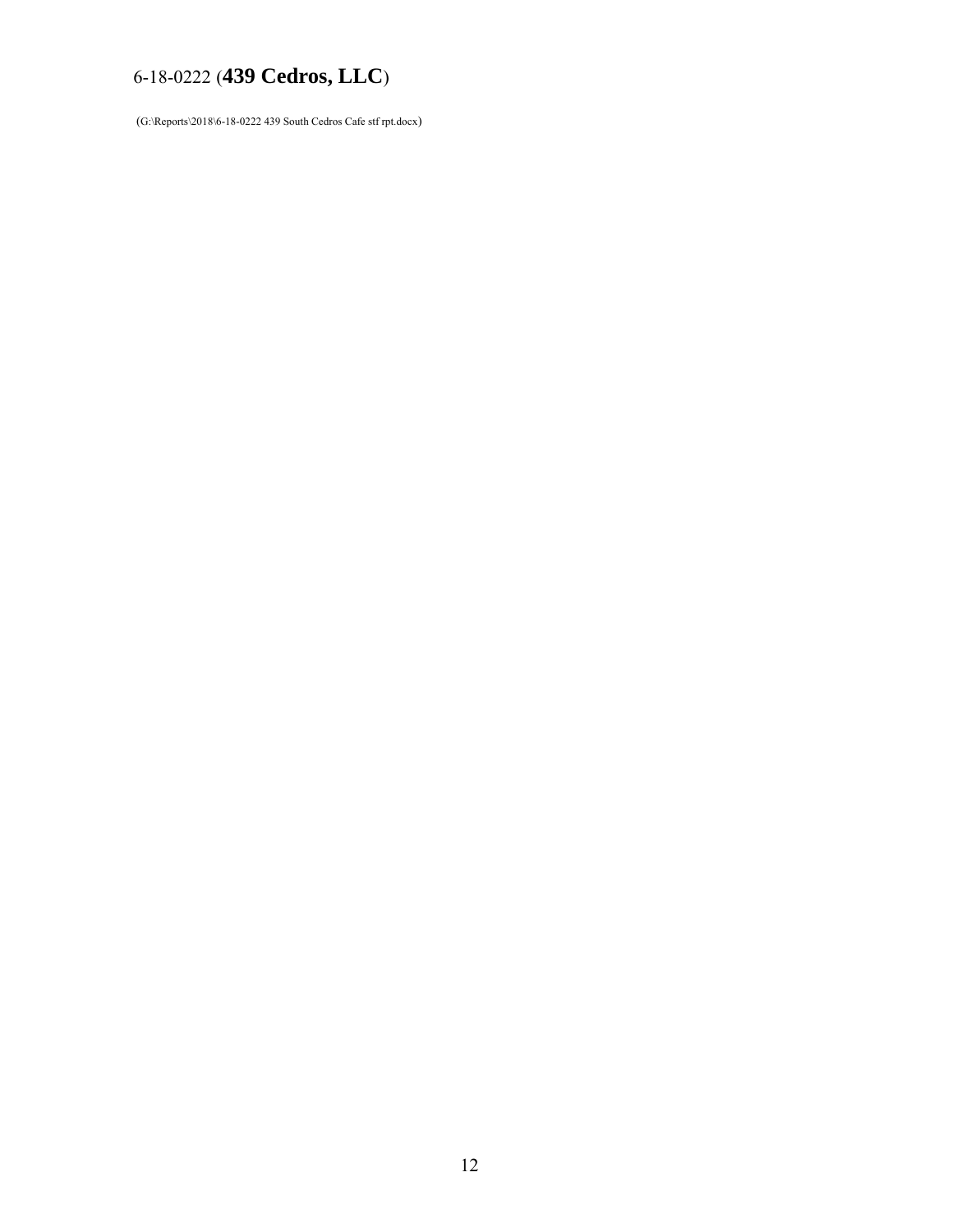6-18-0222 (**439 Cedros, LLC**)

(G:\Reports\2018\6-18-0222 439 South Cedros Cafe stf rpt.docx)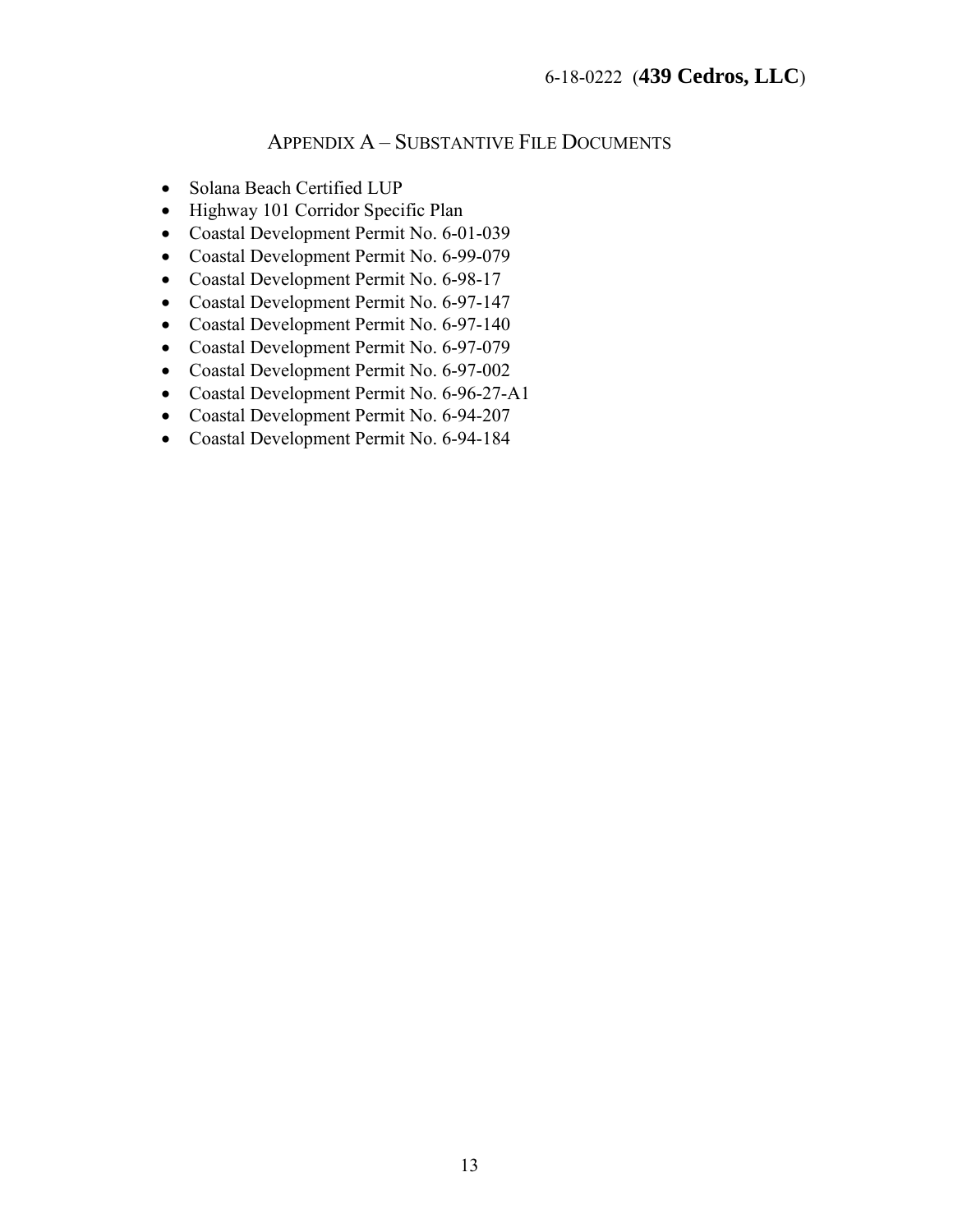## Appendix A – Substantive File Documents

- Solana Beach Certified LUP
- Highway 101 Corridor Specific Plan
- Coastal Development Permit No. 6-01-039
- Coastal Development Permit No. 6-99-079
- Coastal Development Permit No. 6-98-17
- Coastal Development Permit No. 6-97-147
- Coastal Development Permit No. 6-97-140
- Coastal Development Permit No. 6-97-079
- Coastal Development Permit No. 6-97-002
- Coastal Development Permit No. 6-96-27-A1
- Coastal Development Permit No. 6-94-207
- Coastal Development Permit No. 6-94-184